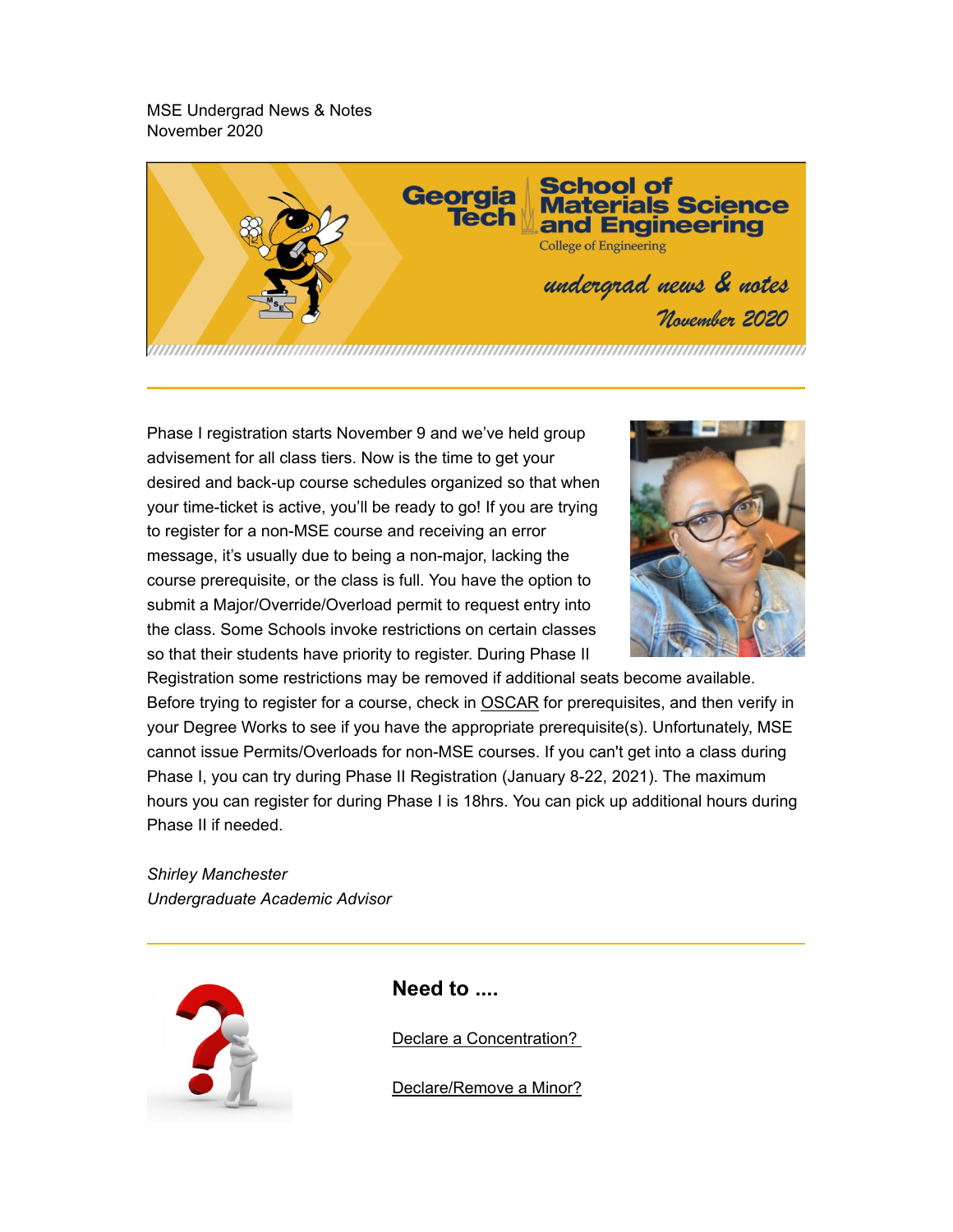MSE Undergrad News & Notes
November 2020

Phase I registration starts November 9 and we've held group advisement for all class tiers. Now is the time to get your desired and back-up course schedules organized so that when your time-ticket is active, you'll be ready to go! If you are trying to register for a non-MSE course and receiving an error message, it's usually due to being a non-major, lacking the course prerequisite, or the class is full. You have the option to submit a Major/Override/Overload permit to request entry into the class. Some Schools invoke restrictions on certain classes so that their students have priority to register. During Phase II Registration some restrictions may be removed if additional seats become available. Before trying to register for a course, check in OSCAR for prerequisites, and then verify in your Degree Works to see if you have the appropriate prerequisite(s). Unfortunately, MSE cannot issue Permits/Overloads for non-MSE courses. If you can't get into a class during Phase I, you can try during Phase II Registration (January 8-22, 2021). The maximum hours you can register for during Phase I is 18hrs. You can pick up additional hours during Phase II if needed.

*Shirley Manchester*
*Undergraduate Academic Advisor*

---

## Need to ....

Declare a Concentration?

Declare/Remove a Minor?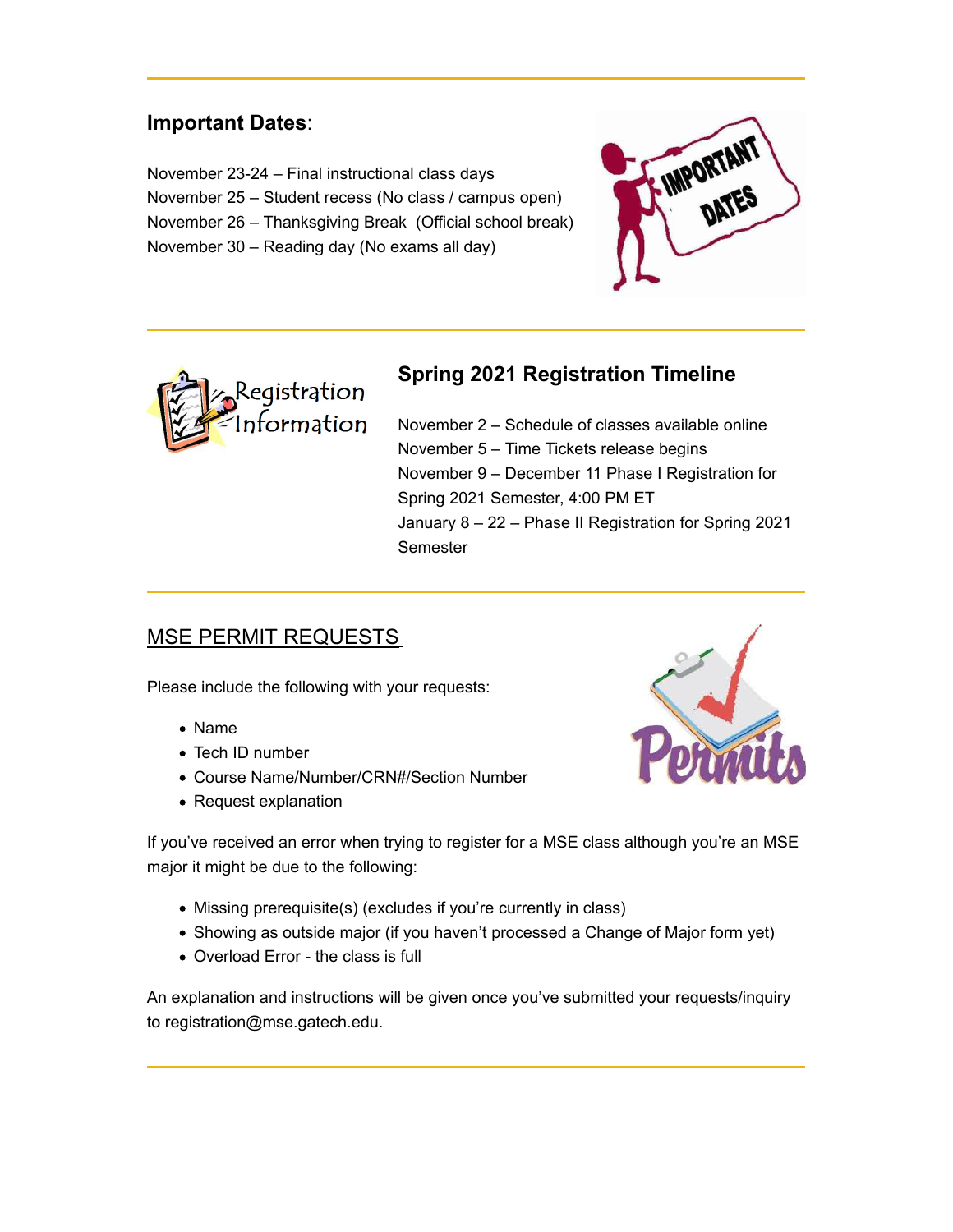## Important Dates:

November 23-24 – Final instructional class days
November 25 – Student recess (No class / campus open)
November 26 – Thanksgiving Break (Official school break)
November 30 – Reading day (No exams all day)

## Spring 2021 Registration Timeline

November 2 – Schedule of classes available online
November 5 – Time Tickets release begins
November 9 – December 11 Phase I Registration for Spring 2021 Semester, 4:00 PM ET
January 8 – 22 – Phase II Registration for Spring 2021 Semester

## MSE PERMIT REQUESTS

Please include the following with your requests:

- Name
- Tech ID number
- Course Name/Number/CRN#/Section Number
- Request explanation

If you've received an error when trying to register for a MSE class although you're an MSE major it might be due to the following:

- Missing prerequisite(s) (excludes if you're currently in class)
- Showing as outside major (if you haven't processed a Change of Major form yet)
- Overload Error - the class is full

An explanation and instructions will be given once you've submitted your requests/inquiry to registration@mse.gatech.edu.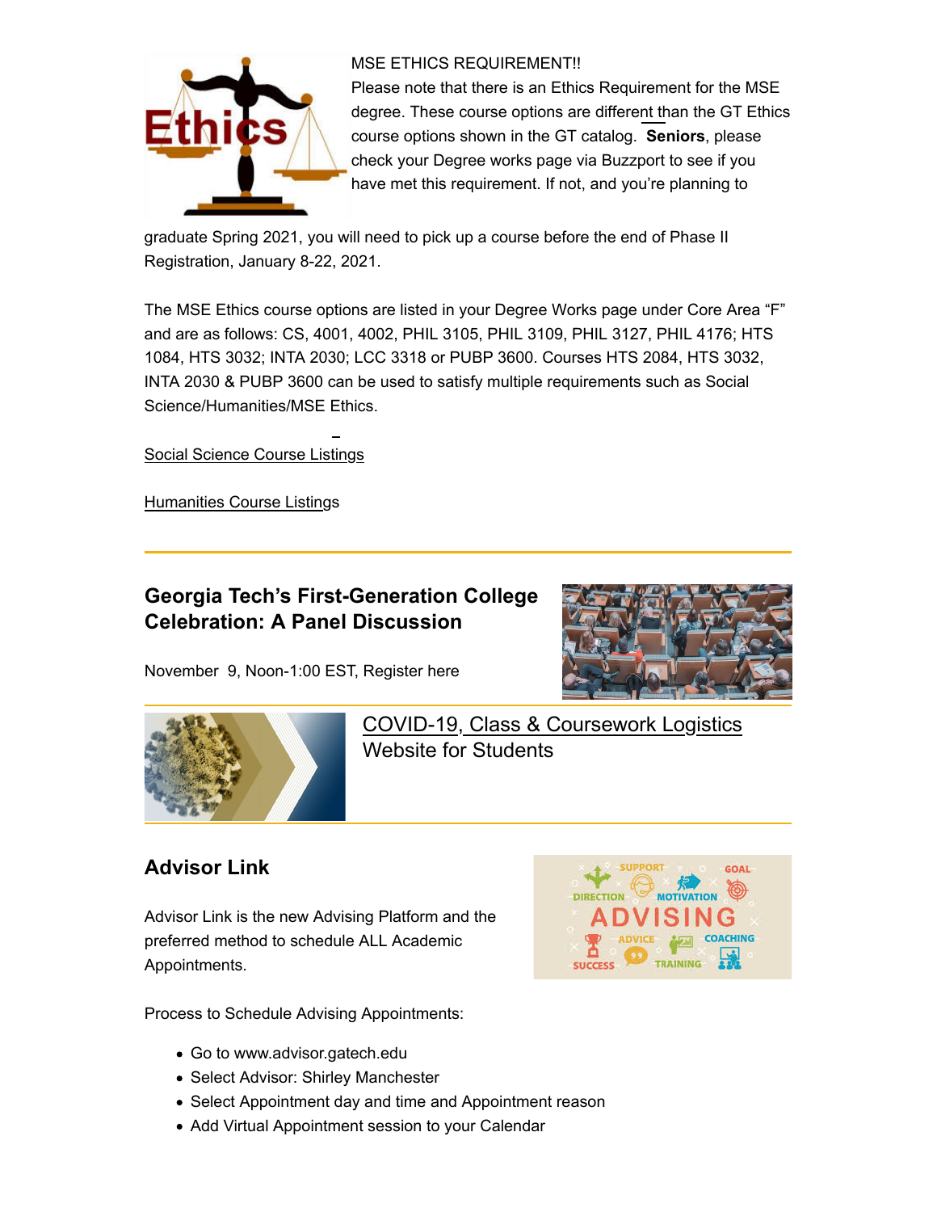MSE ETHICS REQUIREMENT!!

Please note that there is an Ethics Requirement for the MSE degree. These course options are different than the GT Ethics course options shown in the GT catalog. **Seniors**, please check your Degree works page via Buzzport to see if you have met this requirement. If not, and you're planning to graduate Spring 2021, you will need to pick up a course before the end of Phase II Registration, January 8-22, 2021.

The MSE Ethics course options are listed in your Degree Works page under Core Area "F" and are as follows: CS, 4001, 4002, PHIL 3105, PHIL 3109, PHIL 3127, PHIL 4176; HTS 1084, HTS 3032; INTA 2030; LCC 3318 or PUBP 3600. Courses HTS 2084, HTS 3032, INTA 2030 & PUBP 3600 can be used to satisfy multiple requirements such as Social Science/Humanities/MSE Ethics.

Social Science Course Listings

Humanities Course Listings

---

## Georgia Tech's First-Generation College Celebration: A Panel Discussion

November 9, Noon-1:00 EST, Register here

---

COVID-19, Class & Coursework Logistics Website for Students

---

## Advisor Link

Advisor Link is the new Advising Platform and the preferred method to schedule ALL Academic Appointments.

Process to Schedule Advising Appointments:

- Go to www.advisor.gatech.edu
- Select Advisor: Shirley Manchester
- Select Appointment day and time and Appointment reason
- Add Virtual Appointment session to your Calendar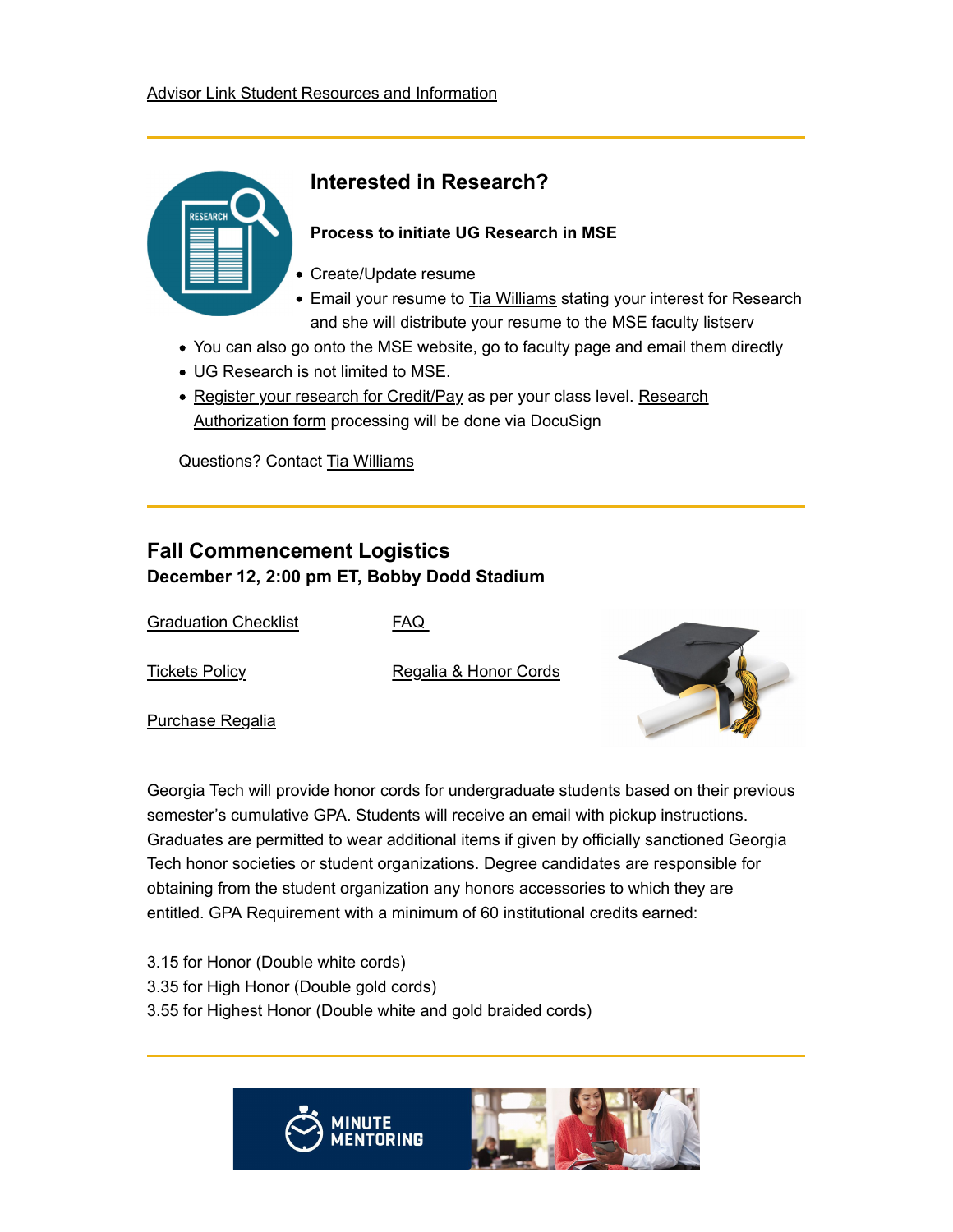Advisor Link Student Resources and Information

---

## Interested in Research?

**Process to initiate UG Research in MSE**

- Create/Update resume
- Email your resume to Tia Williams stating your interest for Research and she will distribute your resume to the MSE faculty listserv
- You can also go onto the MSE website, go to faculty page and email them directly
- UG Research is not limited to MSE.
- Register your research for Credit/Pay as per your class level. Research Authorization form processing will be done via DocuSign

Questions? Contact Tia Williams

---

## Fall Commencement Logistics

**December 12, 2:00 pm ET, Bobby Dodd Stadium**

Graduation Checklist

FAQ

Tickets Policy

Regalia & Honor Cords

Purchase Regalia

Georgia Tech will provide honor cords for undergraduate students based on their previous semester's cumulative GPA. Students will receive an email with pickup instructions. Graduates are permitted to wear additional items if given by officially sanctioned Georgia Tech honor societies or student organizations. Degree candidates are responsible for obtaining from the student organization any honors accessories to which they are entitled. GPA Requirement with a minimum of 60 institutional credits earned:

3.15 for Honor (Double white cords)
3.35 for High Honor (Double gold cords)
3.55 for Highest Honor (Double white and gold braided cords)

---

MINUTE MENTORING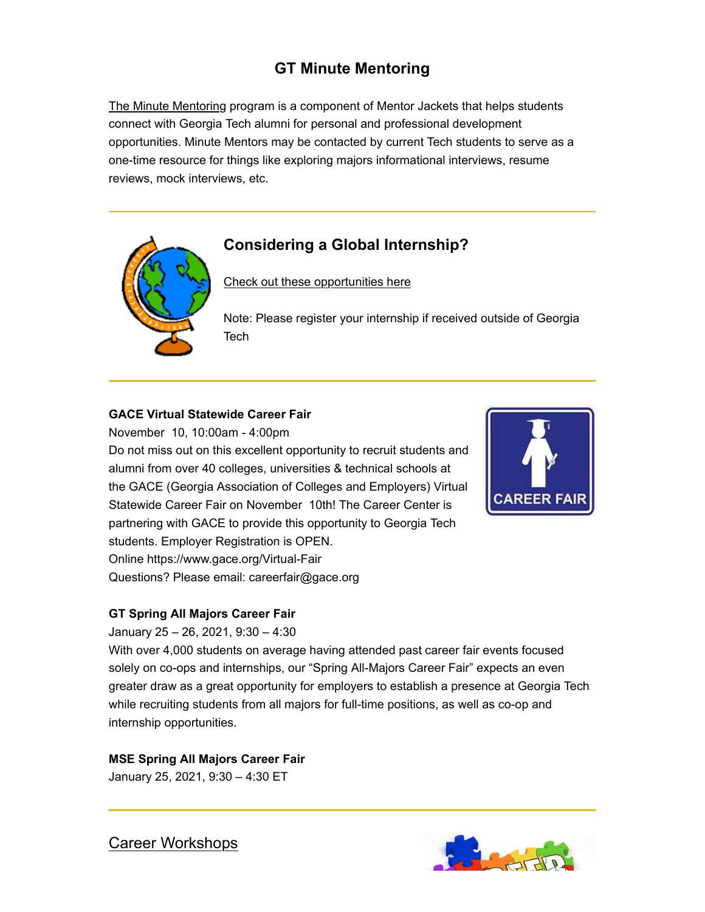## GT Minute Mentoring

The Minute Mentoring program is a component of Mentor Jackets that helps students connect with Georgia Tech alumni for personal and professional development opportunities. Minute Mentors may be contacted by current Tech students to serve as a one-time resource for things like exploring majors informational interviews, resume reviews, mock interviews, etc.

---

## Considering a Global Internship?

Check out these opportunities here

Note: Please register your internship if received outside of Georgia Tech

---

**GACE Virtual Statewide Career Fair**
November 10, 10:00am - 4:00pm
Do not miss out on this excellent opportunity to recruit students and alumni from over 40 colleges, universities & technical schools at the GACE (Georgia Association of Colleges and Employers) Virtual Statewide Career Fair on November 10th! The Career Center is partnering with GACE to provide this opportunity to Georgia Tech students. Employer Registration is OPEN.
Online https://www.gace.org/Virtual-Fair
Questions? Please email: careerfair@gace.org

**GT Spring All Majors Career Fair**
January 25 – 26, 2021, 9:30 – 4:30
With over 4,000 students on average having attended past career fair events focused solely on co-ops and internships, our "Spring All-Majors Career Fair" expects an even greater draw as a great opportunity for employers to establish a presence at Georgia Tech while recruiting students from all majors for full-time positions, as well as co-op and internship opportunities.

**MSE Spring All Majors Career Fair**
January 25, 2021, 9:30 – 4:30 ET

---

## Career Workshops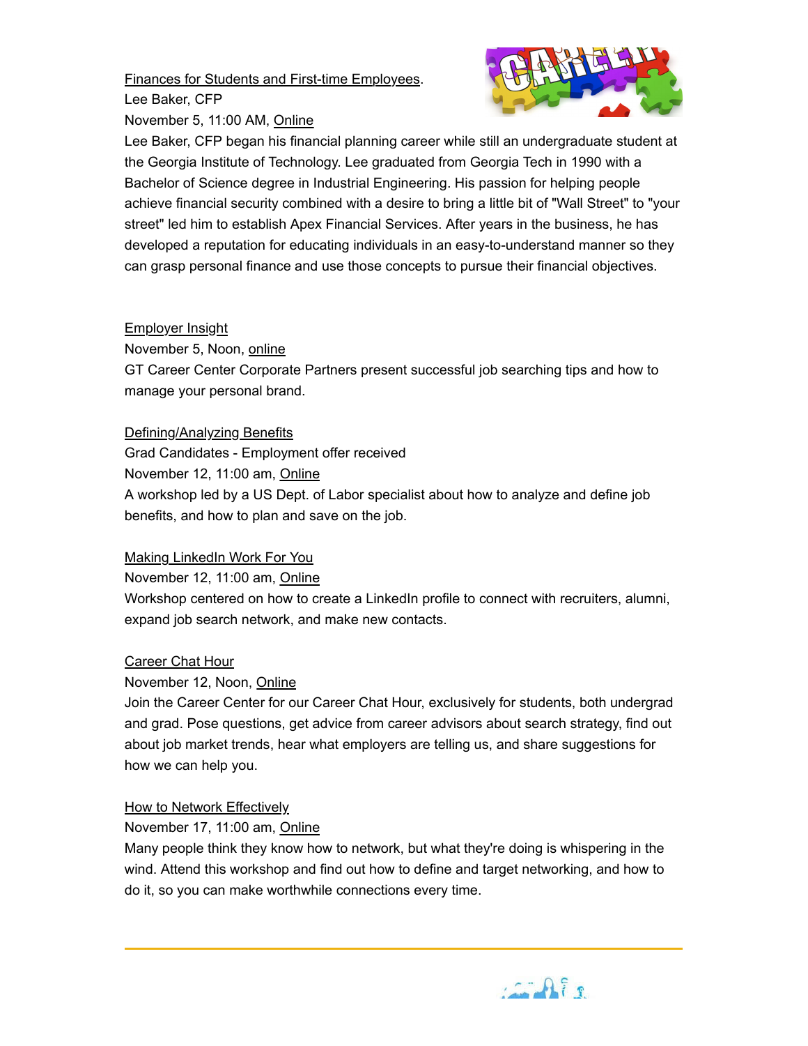Finances for Students and First-time Employees.
Lee Baker, CFP
November 5, 11:00 AM, Online

Lee Baker, CFP began his financial planning career while still an undergraduate student at the Georgia Institute of Technology. Lee graduated from Georgia Tech in 1990 with a Bachelor of Science degree in Industrial Engineering. His passion for helping people achieve financial security combined with a desire to bring a little bit of "Wall Street" to "your street" led him to establish Apex Financial Services. After years in the business, he has developed a reputation for educating individuals in an easy-to-understand manner so they can grasp personal finance and use those concepts to pursue their financial objectives.

Employer Insight
November 5, Noon, online

GT Career Center Corporate Partners present successful job searching tips and how to manage your personal brand.

Defining/Analyzing Benefits
Grad Candidates - Employment offer received
November 12, 11:00 am, Online

A workshop led by a US Dept. of Labor specialist about how to analyze and define job benefits, and how to plan and save on the job.

Making LinkedIn Work For You
November 12, 11:00 am, Online

Workshop centered on how to create a LinkedIn profile to connect with recruiters, alumni, expand job search network, and make new contacts.

Career Chat Hour
November 12, Noon, Online

Join the Career Center for our Career Chat Hour, exclusively for students, both undergrad and grad. Pose questions, get advice from career advisors about search strategy, find out about job market trends, hear what employers are telling us, and share suggestions for how we can help you.

How to Network Effectively
November 17, 11:00 am, Online

Many people think they know how to network, but what they're doing is whispering in the wind. Attend this workshop and find out how to define and target networking, and how to do it, so you can make worthwhile connections every time.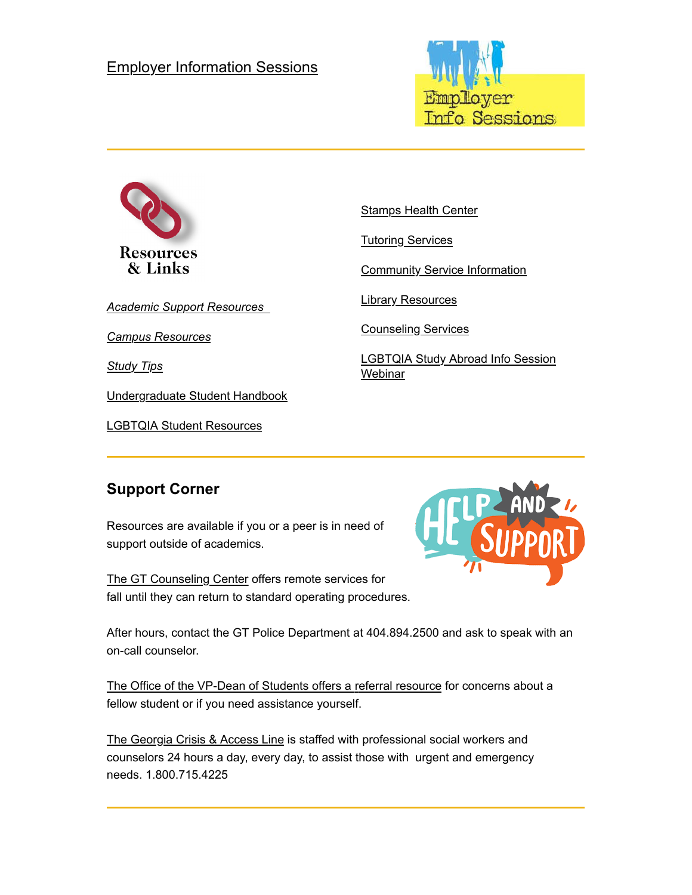Employer Information Sessions

---

Resources & Links

*Academic Support Resources*

*Campus Resources*

*Study Tips*

Undergraduate Student Handbook

LGBTQIA Student Resources

Stamps Health Center

Tutoring Services

Community Service Information

Library Resources

Counseling Services

LGBTQIA Study Abroad Info Session Webinar

---

## Support Corner

Resources are available if you or a peer is in need of support outside of academics.

The GT Counseling Center offers remote services for fall until they can return to standard operating procedures.

After hours, contact the GT Police Department at 404.894.2500 and ask to speak with an on-call counselor.

The Office of the VP-Dean of Students offers a referral resource for concerns about a fellow student or if you need assistance yourself.

The Georgia Crisis & Access Line is staffed with professional social workers and counselors 24 hours a day, every day, to assist those with urgent and emergency needs. 1.800.715.4225

---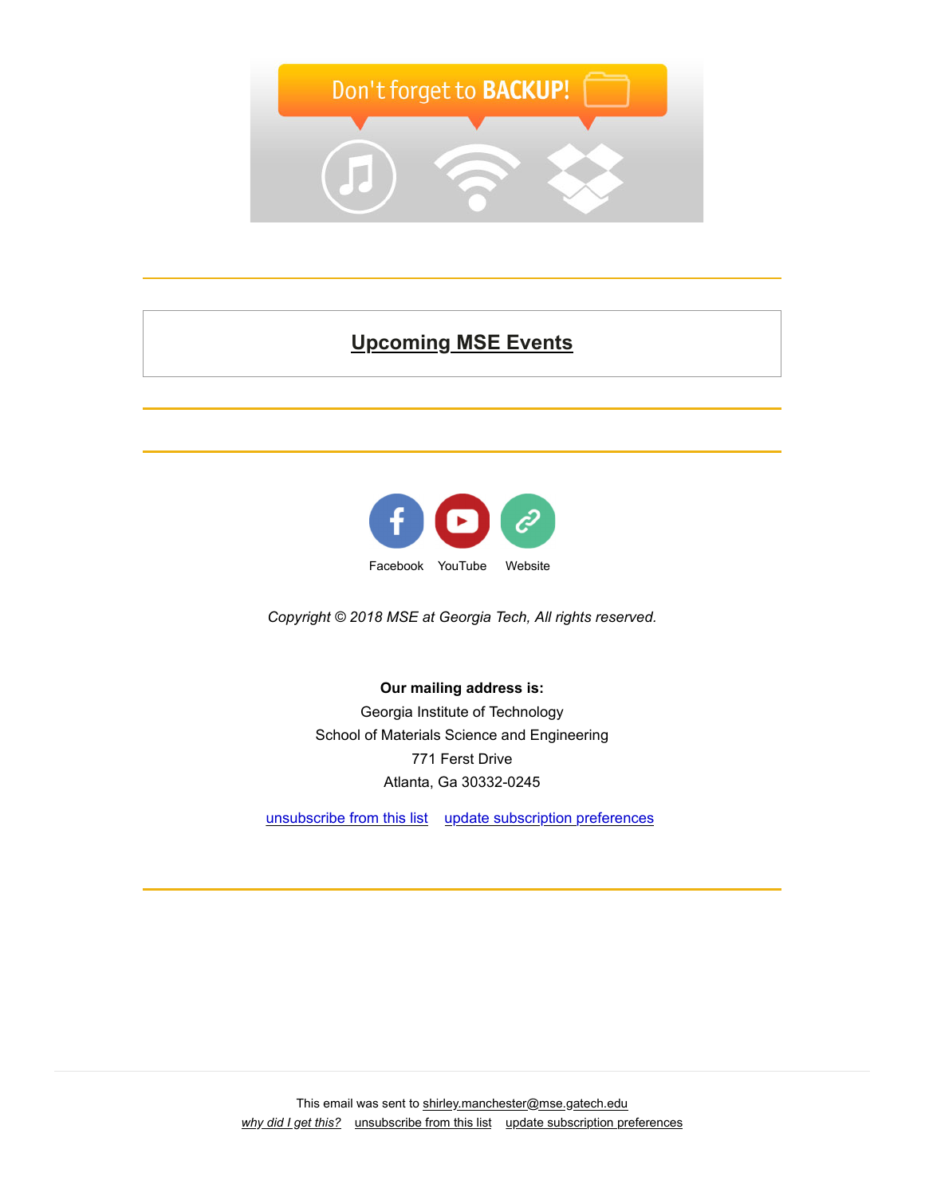Don't forget to **BACKUP!**

---

## [Upcoming MSE Events]

---

---

Facebook YouTube Website

*Copyright © 2018 MSE at Georgia Tech, All rights reserved.*

**Our mailing address is:**
Georgia Institute of Technology
School of Materials Science and Engineering
771 Ferst Drive
Atlanta, Ga 30332-0245

unsubscribe from this list    update subscription preferences

---

This email was sent to shirley.manchester@mse.gatech.edu
*why did I get this?*    unsubscribe from this list    update subscription preferences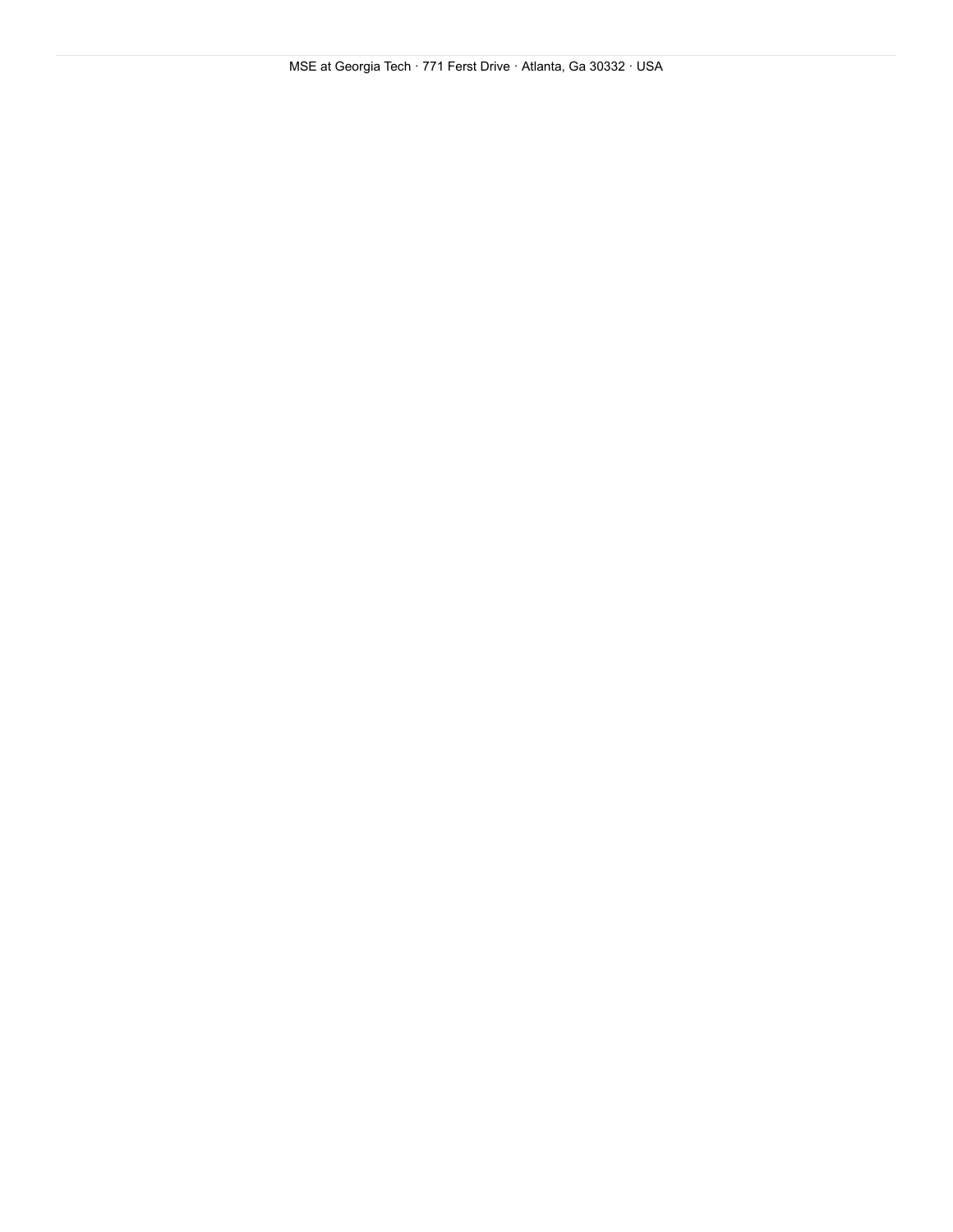MSE at Georgia Tech · 771 Ferst Drive · Atlanta, Ga 30332 · USA